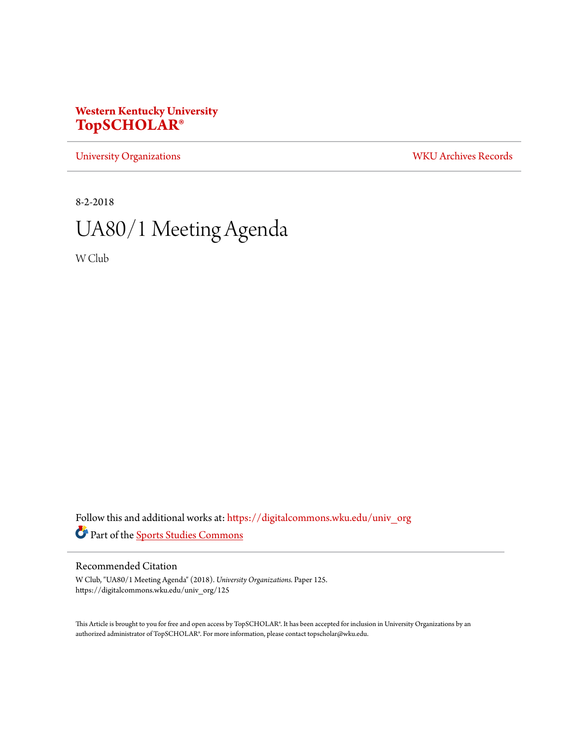**Western Kentucky University**
**TopSCHOLAR®**

University Organizations | WKU Archives Records

8-2-2018

# UA80/1 Meeting Agenda

W Club

Follow this and additional works at: https://digitalcommons.wku.edu/univ_org

Part of the Sports Studies Commons

## Recommended Citation

W Club, "UA80/1 Meeting Agenda" (2018). *University Organizations.* Paper 125.
https://digitalcommons.wku.edu/univ_org/125

This Article is brought to you for free and open access by TopSCHOLAR®. It has been accepted for inclusion in University Organizations by an authorized administrator of TopSCHOLAR®. For more information, please contact topscholar@wku.edu.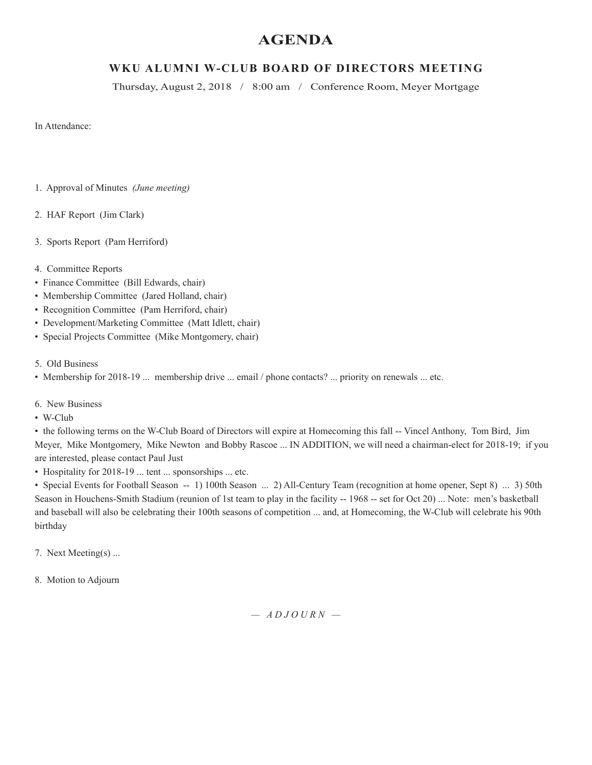# AGENDA

## WKU ALUMNI W-CLUB BOARD OF DIRECTORS MEETING

Thursday, August 2, 2018 / 8:00 am / Conference Room, Meyer Mortgage

In Attendance:

1. Approval of Minutes *(June meeting)*

2. HAF Report (Jim Clark)

3. Sports Report (Pam Herriford)

4. Committee Reports
- Finance Committee (Bill Edwards, chair)
- Membership Committee (Jared Holland, chair)
- Recognition Committee (Pam Herriford, chair)
- Development/Marketing Committee (Matt Idlett, chair)
- Special Projects Committee (Mike Montgomery, chair)

5. Old Business
- Membership for 2018-19 ... membership drive ... email / phone contacts? ... priority on renewals ... etc.

6. New Business
- W-Club
- the following terms on the W-Club Board of Directors will expire at Homecoming this fall -- Vincel Anthony, Tom Bird, Jim Meyer, Mike Montgomery, Mike Newton and Bobby Rascoe ... IN ADDITION, we will need a chairman-elect for 2018-19; if you are interested, please contact Paul Just
- Hospitality for 2018-19 ... tent ... sponsorships ... etc.
- Special Events for Football Season -- 1) 100th Season ... 2) All-Century Team (recognition at home opener, Sept 8) ... 3) 50th Season in Houchens-Smith Stadium (reunion of 1st team to play in the facility -- 1968 -- set for Oct 20) ... Note: men's basketball and baseball will also be celebrating their 100th seasons of competition ... and, at Homecoming, the W-Club will celebrate his 90th birthday

7. Next Meeting(s) ...

8. Motion to Adjourn

*— ADJOURN —*